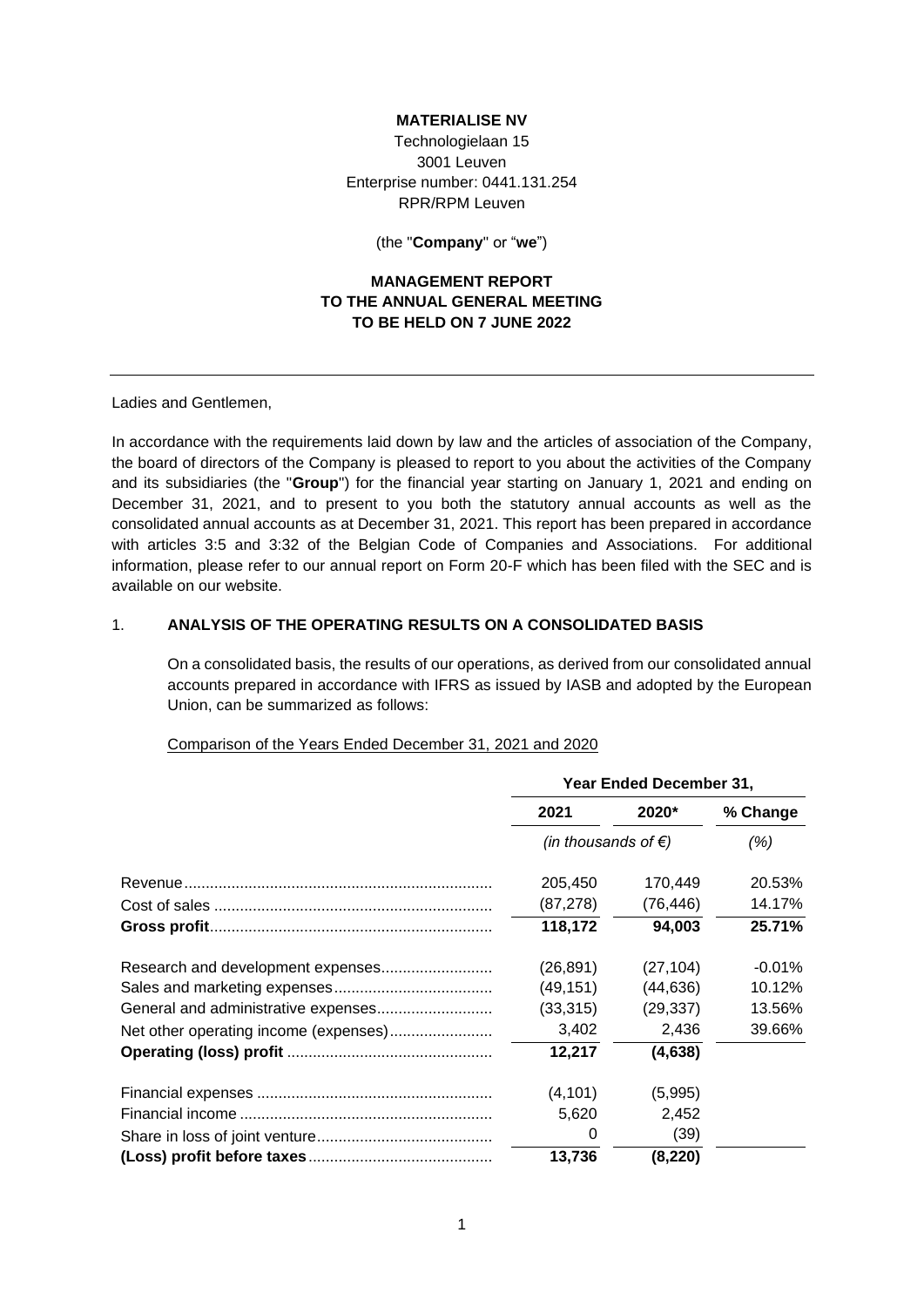**MATERIALISE NV**

Technologielaan 15
3001 Leuven
Enterprise number: 0441.131.254
RPR/RPM Leuven

(the "**Company**" or "**we**")

**MANAGEMENT REPORT**
**TO THE ANNUAL GENERAL MEETING**
**TO BE HELD ON 7 JUNE 2022**

---

Ladies and Gentlemen,

In accordance with the requirements laid down by law and the articles of association of the Company, the board of directors of the Company is pleased to report to you about the activities of the Company and its subsidiaries (the "**Group**") for the financial year starting on January 1, 2021 and ending on December 31, 2021, and to present to you both the statutory annual accounts as well as the consolidated annual accounts as at December 31, 2021. This report has been prepared in accordance with articles 3:5 and 3:32 of the Belgian Code of Companies and Associations. For additional information, please refer to our annual report on Form 20-F which has been filed with the SEC and is available on our website.

## 1. ANALYSIS OF THE OPERATING RESULTS ON A CONSOLIDATED BASIS

On a consolidated basis, the results of our operations, as derived from our consolidated annual accounts prepared in accordance with IFRS as issued by IASB and adopted by the European Union, can be summarized as follows:

Comparison of the Years Ended December 31, 2021 and 2020

| | Year Ended December 31, | | |
|---|---|---|---|
| | **2021** | **2020*** | **% Change** |
| | *(in thousands of €)* | | *(%)* |
| Revenue | 205,450 | 170,449 | 20.53% |
| Cost of sales | (87,278) | (76,446) | 14.17% |
| **Gross profit** | **118,172** | **94,003** | **25.71%** |
| Research and development expenses | (26,891) | (27,104) | -0.01% |
| Sales and marketing expenses | (49,151) | (44,636) | 10.12% |
| General and administrative expenses | (33,315) | (29,337) | 13.56% |
| Net other operating income (expenses) | 3,402 | 2,436 | 39.66% |
| **Operating (loss) profit** | **12,217** | **(4,638)** | |
| Financial expenses | (4,101) | (5,995) | |
| Financial income | 5,620 | 2,452 | |
| Share in loss of joint venture | 0 | (39) | |
| **(Loss) profit before taxes** | **13,736** | **(8,220)** | |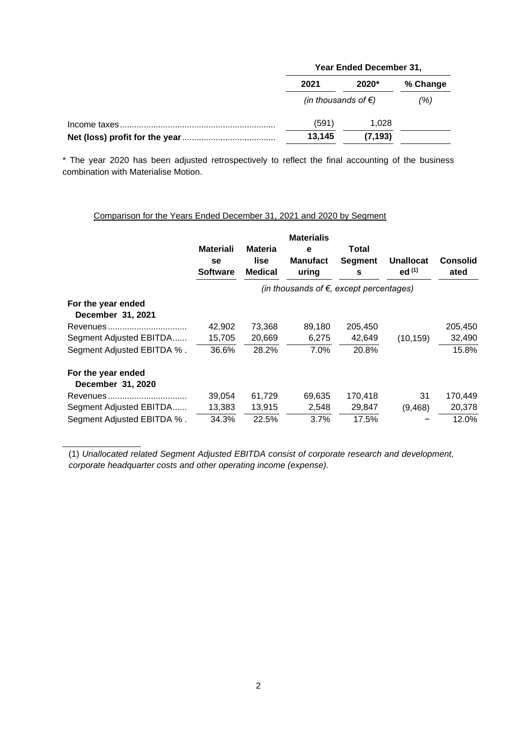| | Year Ended December 31, | | |
|---|---|---|---|
| | 2021 | 2020* | % Change |
| | *(in thousands of €)* | | *(%)* |
| Income taxes | (591) | 1,028 | |
| **Net (loss) profit for the year** | **13,145** | **(7,193)** | |

\* The year 2020 has been adjusted retrospectively to reflect the final accounting of the business combination with Materialise Motion.

Comparison for the Years Ended December 31, 2021 and 2020 by Segment

| | Materialise Software | Materialise Medical | Materialise Manufacturing | Total Segments | Unallocated [(1)] | Consolidated |
|---|---|---|---|---|---|---|
| | *(in thousands of €, except percentages)* | | | | | |
| **For the year ended December 31, 2021** | | | | | | |
| Revenues | 42,902 | 73,368 | 89,180 | 205,450 | | 205,450 |
| Segment Adjusted EBITDA | 15,705 | 20,669 | 6,275 | 42,649 | (10,159) | 32,490 |
| Segment Adjusted EBITDA % | 36.6% | 28.2% | 7.0% | 20.8% | | 15.8% |
| **For the year ended December 31, 2020** | | | | | | |
| Revenues | 39,054 | 61,729 | 69,635 | 170,418 | 31 | 170,449 |
| Segment Adjusted EBITDA | 13,383 | 13,915 | 2,548 | 29,847 | (9,468) | 20,378 |
| Segment Adjusted EBITDA % | 34.3% | 22.5% | 3.7% | 17.5% | − | 12.0% |

(1) *Unallocated related Segment Adjusted EBITDA consist of corporate research and development, corporate headquarter costs and other operating income (expense).*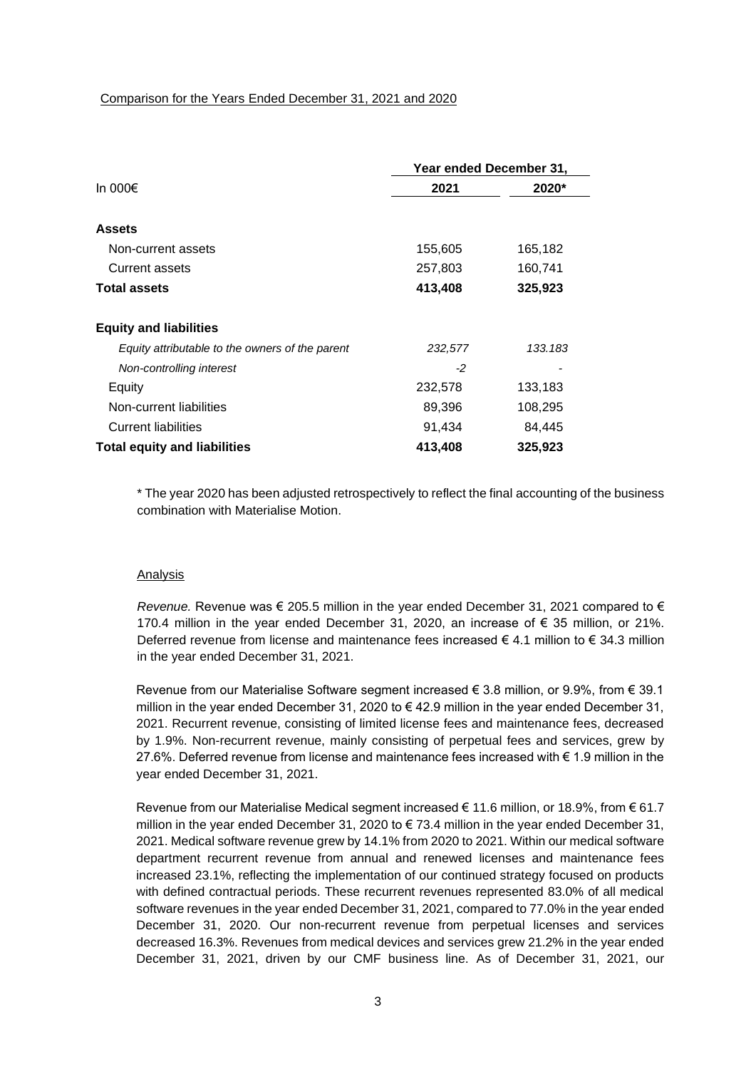Comparison for the Years Ended December 31, 2021 and 2020

| In 000€ | Year ended December 31, 2021 | 2020* |
|---|---|---|
| **Assets** | | |
| Non-current assets | 155,605 | 165,182 |
| Current assets | 257,803 | 160,741 |
| **Total assets** | **413,408** | **325,923** |
| **Equity and liabilities** | | |
| *Equity attributable to the owners of the parent* | *232,577* | *133.183* |
| *Non-controlling interest* | *-2* | *-* |
| Equity | 232,578 | 133,183 |
| Non-current liabilities | 89,396 | 108,295 |
| Current liabilities | 91,434 | 84,445 |
| **Total equity and liabilities** | **413,408** | **325,923** |

\* The year 2020 has been adjusted retrospectively to reflect the final accounting of the business combination with Materialise Motion.

Analysis

*Revenue.* Revenue was € 205.5 million in the year ended December 31, 2021 compared to € 170.4 million in the year ended December 31, 2020, an increase of € 35 million, or 21%. Deferred revenue from license and maintenance fees increased € 4.1 million to € 34.3 million in the year ended December 31, 2021.

Revenue from our Materialise Software segment increased € 3.8 million, or 9.9%, from € 39.1 million in the year ended December 31, 2020 to € 42.9 million in the year ended December 31, 2021. Recurrent revenue, consisting of limited license fees and maintenance fees, decreased by 1.9%. Non-recurrent revenue, mainly consisting of perpetual fees and services, grew by 27.6%. Deferred revenue from license and maintenance fees increased with € 1.9 million in the year ended December 31, 2021.

Revenue from our Materialise Medical segment increased € 11.6 million, or 18.9%, from € 61.7 million in the year ended December 31, 2020 to € 73.4 million in the year ended December 31, 2021. Medical software revenue grew by 14.1% from 2020 to 2021. Within our medical software department recurrent revenue from annual and renewed licenses and maintenance fees increased 23.1%, reflecting the implementation of our continued strategy focused on products with defined contractual periods. These recurrent revenues represented 83.0% of all medical software revenues in the year ended December 31, 2021, compared to 77.0% in the year ended December 31, 2020. Our non-recurrent revenue from perpetual licenses and services decreased 16.3%. Revenues from medical devices and services grew 21.2% in the year ended December 31, 2021, driven by our CMF business line. As of December 31, 2021, our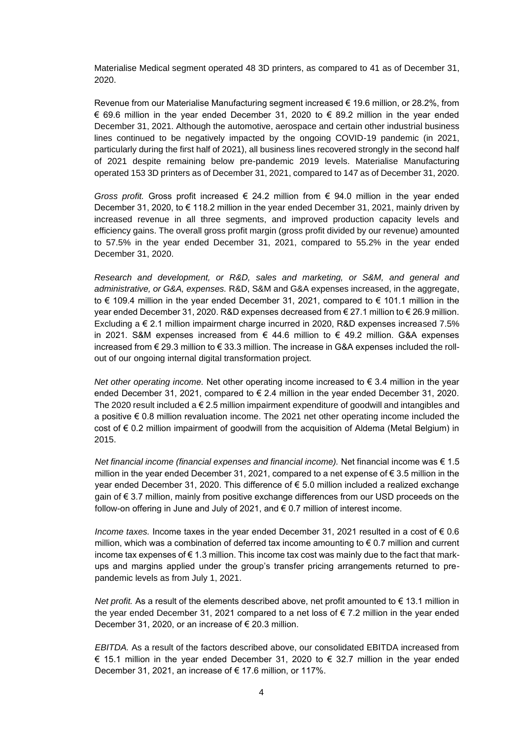Materialise Medical segment operated 48 3D printers, as compared to 41 as of December 31, 2020.

Revenue from our Materialise Manufacturing segment increased € 19.6 million, or 28.2%, from € 69.6 million in the year ended December 31, 2020 to € 89.2 million in the year ended December 31, 2021. Although the automotive, aerospace and certain other industrial business lines continued to be negatively impacted by the ongoing COVID-19 pandemic (in 2021, particularly during the first half of 2021), all business lines recovered strongly in the second half of 2021 despite remaining below pre-pandemic 2019 levels. Materialise Manufacturing operated 153 3D printers as of December 31, 2021, compared to 147 as of December 31, 2020.

*Gross profit.* Gross profit increased € 24.2 million from € 94.0 million in the year ended December 31, 2020, to € 118.2 million in the year ended December 31, 2021, mainly driven by increased revenue in all three segments, and improved production capacity levels and efficiency gains. The overall gross profit margin (gross profit divided by our revenue) amounted to 57.5% in the year ended December 31, 2021, compared to 55.2% in the year ended December 31, 2020.

*Research and development, or R&D, sales and marketing, or S&M, and general and administrative, or G&A, expenses.* R&D, S&M and G&A expenses increased, in the aggregate, to € 109.4 million in the year ended December 31, 2021, compared to € 101.1 million in the year ended December 31, 2020. R&D expenses decreased from € 27.1 million to € 26.9 million. Excluding a € 2.1 million impairment charge incurred in 2020, R&D expenses increased 7.5% in 2021. S&M expenses increased from € 44.6 million to € 49.2 million. G&A expenses increased from € 29.3 million to € 33.3 million. The increase in G&A expenses included the roll-out of our ongoing internal digital transformation project.

*Net other operating income.* Net other operating income increased to € 3.4 million in the year ended December 31, 2021, compared to € 2.4 million in the year ended December 31, 2020. The 2020 result included a € 2.5 million impairment expenditure of goodwill and intangibles and a positive € 0.8 million revaluation income. The 2021 net other operating income included the cost of € 0.2 million impairment of goodwill from the acquisition of Aldema (Metal Belgium) in 2015.

*Net financial income (financial expenses and financial income).* Net financial income was € 1.5 million in the year ended December 31, 2021, compared to a net expense of € 3.5 million in the year ended December 31, 2020. This difference of € 5.0 million included a realized exchange gain of € 3.7 million, mainly from positive exchange differences from our USD proceeds on the follow-on offering in June and July of 2021, and € 0.7 million of interest income.

*Income taxes.* Income taxes in the year ended December 31, 2021 resulted in a cost of € 0.6 million, which was a combination of deferred tax income amounting to € 0.7 million and current income tax expenses of € 1.3 million. This income tax cost was mainly due to the fact that mark-ups and margins applied under the group's transfer pricing arrangements returned to pre-pandemic levels as from July 1, 2021.

*Net profit.* As a result of the elements described above, net profit amounted to € 13.1 million in the year ended December 31, 2021 compared to a net loss of € 7.2 million in the year ended December 31, 2020, or an increase of € 20.3 million.

*EBITDA.* As a result of the factors described above, our consolidated EBITDA increased from € 15.1 million in the year ended December 31, 2020 to € 32.7 million in the year ended December 31, 2021, an increase of € 17.6 million, or 117%.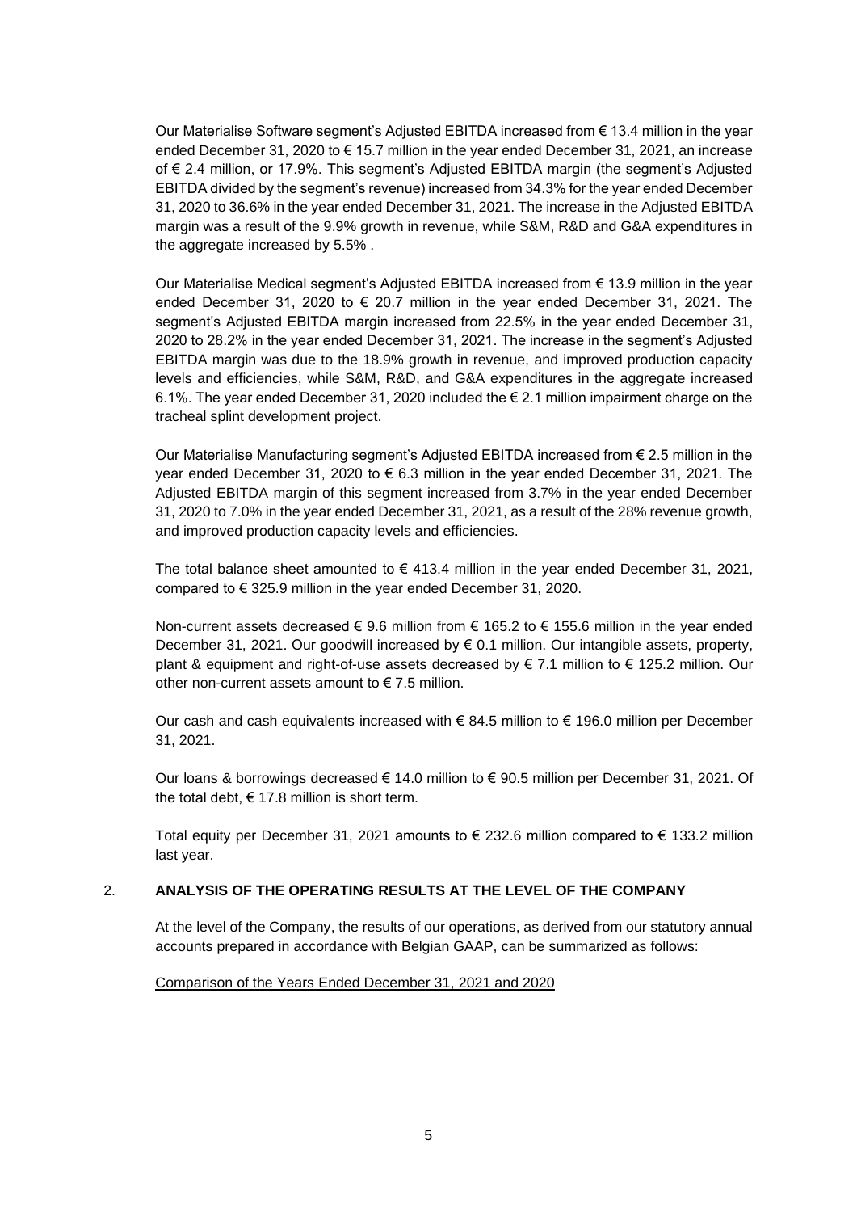Our Materialise Software segment's Adjusted EBITDA increased from € 13.4 million in the year ended December 31, 2020 to € 15.7 million in the year ended December 31, 2021, an increase of € 2.4 million, or 17.9%. This segment's Adjusted EBITDA margin (the segment's Adjusted EBITDA divided by the segment's revenue) increased from 34.3% for the year ended December 31, 2020 to 36.6% in the year ended December 31, 2021. The increase in the Adjusted EBITDA margin was a result of the 9.9% growth in revenue, while S&M, R&D and G&A expenditures in the aggregate increased by 5.5% .

Our Materialise Medical segment's Adjusted EBITDA increased from € 13.9 million in the year ended December 31, 2020 to € 20.7 million in the year ended December 31, 2021. The segment's Adjusted EBITDA margin increased from 22.5% in the year ended December 31, 2020 to 28.2% in the year ended December 31, 2021. The increase in the segment's Adjusted EBITDA margin was due to the 18.9% growth in revenue, and improved production capacity levels and efficiencies, while S&M, R&D, and G&A expenditures in the aggregate increased 6.1%. The year ended December 31, 2020 included the € 2.1 million impairment charge on the tracheal splint development project.

Our Materialise Manufacturing segment's Adjusted EBITDA increased from € 2.5 million in the year ended December 31, 2020 to € 6.3 million in the year ended December 31, 2021. The Adjusted EBITDA margin of this segment increased from 3.7% in the year ended December 31, 2020 to 7.0% in the year ended December 31, 2021, as a result of the 28% revenue growth, and improved production capacity levels and efficiencies.

The total balance sheet amounted to € 413.4 million in the year ended December 31, 2021, compared to € 325.9 million in the year ended December 31, 2020.

Non-current assets decreased € 9.6 million from € 165.2 to € 155.6 million in the year ended December 31, 2021. Our goodwill increased by € 0.1 million. Our intangible assets, property, plant & equipment and right-of-use assets decreased by € 7.1 million to € 125.2 million. Our other non-current assets amount to € 7.5 million.

Our cash and cash equivalents increased with € 84.5 million to € 196.0 million per December 31, 2021.

Our loans & borrowings decreased € 14.0 million to € 90.5 million per December 31, 2021. Of the total debt, € 17.8 million is short term.

Total equity per December 31, 2021 amounts to € 232.6 million compared to € 133.2 million last year.

## 2. ANALYSIS OF THE OPERATING RESULTS AT THE LEVEL OF THE COMPANY

At the level of the Company, the results of our operations, as derived from our statutory annual accounts prepared in accordance with Belgian GAAP, can be summarized as follows:

Comparison of the Years Ended December 31, 2021 and 2020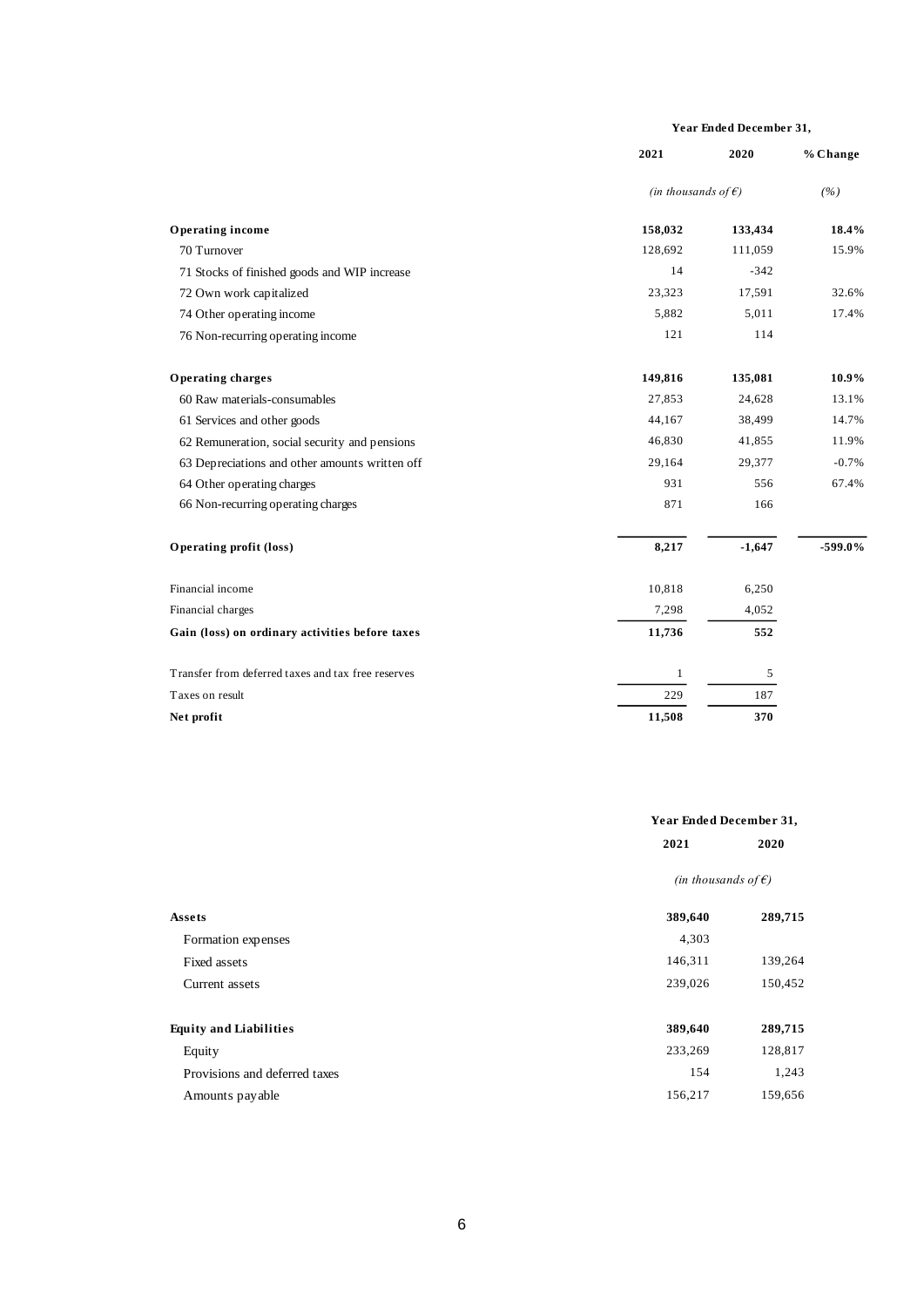| | Year Ended December 31, | | |
|---|---|---|---|
| | 2021 | 2020 | % Change |
| | *(in thousands of €)* | | *(%)* |
| **Operating income** | **158,032** | **133,434** | **18.4%** |
| 70 Turnover | 128,692 | 111,059 | 15.9% |
| 71 Stocks of finished goods and WIP increase | 14 | -342 | |
| 72 Own work capitalized | 23,323 | 17,591 | 32.6% |
| 74 Other operating income | 5,882 | 5,011 | 17.4% |
| 76 Non-recurring operating income | 121 | 114 | |
| **Operating charges** | **149,816** | **135,081** | **10.9%** |
| 60 Raw materials-consumables | 27,853 | 24,628 | 13.1% |
| 61 Services and other goods | 44,167 | 38,499 | 14.7% |
| 62 Remuneration, social security and pensions | 46,830 | 41,855 | 11.9% |
| 63 Depreciations and other amounts written off | 29,164 | 29,377 | -0.7% |
| 64 Other operating charges | 931 | 556 | 67.4% |
| 66 Non-recurring operating charges | 871 | 166 | |
| **Operating profit (loss)** | **8,217** | **-1,647** | **-599.0%** |
| Financial income | 10,818 | 6,250 | |
| Financial charges | 7,298 | 4,052 | |
| **Gain (loss) on ordinary activities before taxes** | **11,736** | **552** | |
| Transfer from deferred taxes and tax free reserves | 1 | 5 | |
| Taxes on result | 229 | 187 | |
| **Net profit** | **11,508** | **370** | |

| | Year Ended December 31, | |
|---|---|---|
| | 2021 | 2020 |
| | *(in thousands of €)* | |
| **Assets** | **389,640** | **289,715** |
| Formation expenses | 4,303 | |
| Fixed assets | 146,311 | 139,264 |
| Current assets | 239,026 | 150,452 |
| **Equity and Liabilities** | **389,640** | **289,715** |
| Equity | 233,269 | 128,817 |
| Provisions and deferred taxes | 154 | 1,243 |
| Amounts payable | 156,217 | 159,656 |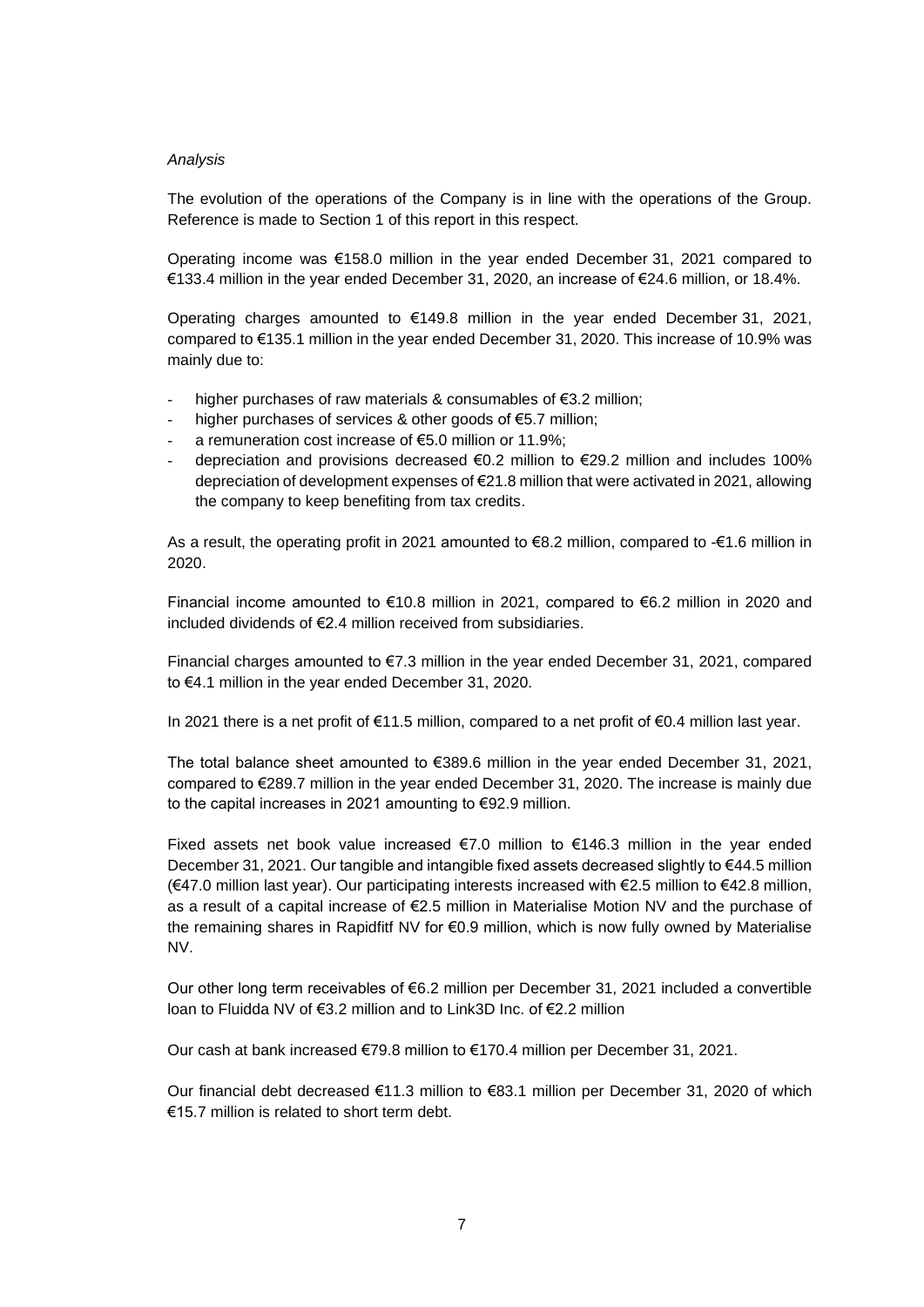*Analysis*

The evolution of the operations of the Company is in line with the operations of the Group. Reference is made to Section 1 of this report in this respect.

Operating income was €158.0 million in the year ended December 31, 2021 compared to €133.4 million in the year ended December 31, 2020, an increase of €24.6 million, or 18.4%.

Operating charges amounted to €149.8 million in the year ended December 31, 2021, compared to €135.1 million in the year ended December 31, 2020. This increase of 10.9% was mainly due to:

- higher purchases of raw materials & consumables of €3.2 million;
- higher purchases of services & other goods of €5.7 million;
- a remuneration cost increase of €5.0 million or 11.9%;
- depreciation and provisions decreased €0.2 million to €29.2 million and includes 100% depreciation of development expenses of €21.8 million that were activated in 2021, allowing the company to keep benefiting from tax credits.

As a result, the operating profit in 2021 amounted to €8.2 million, compared to -€1.6 million in 2020.

Financial income amounted to €10.8 million in 2021, compared to €6.2 million in 2020 and included dividends of €2.4 million received from subsidiaries.

Financial charges amounted to €7.3 million in the year ended December 31, 2021, compared to €4.1 million in the year ended December 31, 2020.

In 2021 there is a net profit of €11.5 million, compared to a net profit of €0.4 million last year.

The total balance sheet amounted to €389.6 million in the year ended December 31, 2021, compared to €289.7 million in the year ended December 31, 2020. The increase is mainly due to the capital increases in 2021 amounting to €92.9 million.

Fixed assets net book value increased €7.0 million to €146.3 million in the year ended December 31, 2021. Our tangible and intangible fixed assets decreased slightly to €44.5 million (€47.0 million last year). Our participating interests increased with €2.5 million to €42.8 million, as a result of a capital increase of €2.5 million in Materialise Motion NV and the purchase of the remaining shares in Rapidfitf NV for €0.9 million, which is now fully owned by Materialise NV.

Our other long term receivables of €6.2 million per December 31, 2021 included a convertible loan to Fluidda NV of €3.2 million and to Link3D Inc. of €2.2 million

Our cash at bank increased €79.8 million to €170.4 million per December 31, 2021.

Our financial debt decreased €11.3 million to €83.1 million per December 31, 2020 of which €15.7 million is related to short term debt.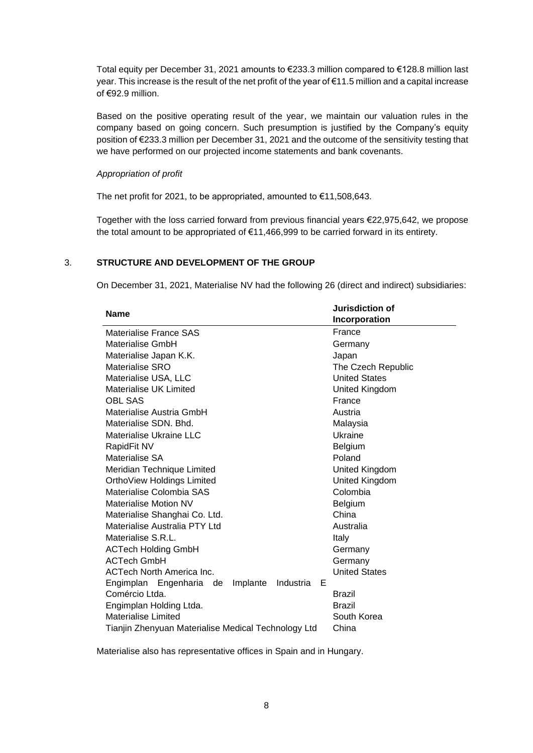Total equity per December 31, 2021 amounts to €233.3 million compared to €128.8 million last year. This increase is the result of the net profit of the year of €11.5 million and a capital increase of €92.9 million.

Based on the positive operating result of the year, we maintain our valuation rules in the company based on going concern. Such presumption is justified by the Company's equity position of €233.3 million per December 31, 2021 and the outcome of the sensitivity testing that we have performed on our projected income statements and bank covenants.

*Appropriation of profit*

The net profit for 2021, to be appropriated, amounted to €11,508,643.

Together with the loss carried forward from previous financial years €22,975,642, we propose the total amount to be appropriated of €11,466,999 to be carried forward in its entirety.

## 3. STRUCTURE AND DEVELOPMENT OF THE GROUP

On December 31, 2021, Materialise NV had the following 26 (direct and indirect) subsidiaries:

| Name | Jurisdiction of Incorporation |
|---|---|
| Materialise France SAS | France |
| Materialise GmbH | Germany |
| Materialise Japan K.K. | Japan |
| Materialise SRO | The Czech Republic |
| Materialise USA, LLC | United States |
| Materialise UK Limited | United Kingdom |
| OBL SAS | France |
| Materialise Austria GmbH | Austria |
| Materialise SDN. Bhd. | Malaysia |
| Materialise Ukraine LLC | Ukraine |
| RapidFit NV | Belgium |
| Materialise SA | Poland |
| Meridian Technique Limited | United Kingdom |
| OrthoView Holdings Limited | United Kingdom |
| Materialise Colombia SAS | Colombia |
| Materialise Motion NV | Belgium |
| Materialise Shanghai Co. Ltd. | China |
| Materialise Australia PTY Ltd | Australia |
| Materialise S.R.L. | Italy |
| ACTech Holding GmbH | Germany |
| ACTech GmbH | Germany |
| ACTech North America Inc. | United States |
| Engimplan Engenharia de Implante Industria E Comércio Ltda. | Brazil |
| Engimplan Holding Ltda. | Brazil |
| Materialise Limited | South Korea |
| Tianjin Zhenyuan Materialise Medical Technology Ltd | China |

Materialise also has representative offices in Spain and in Hungary.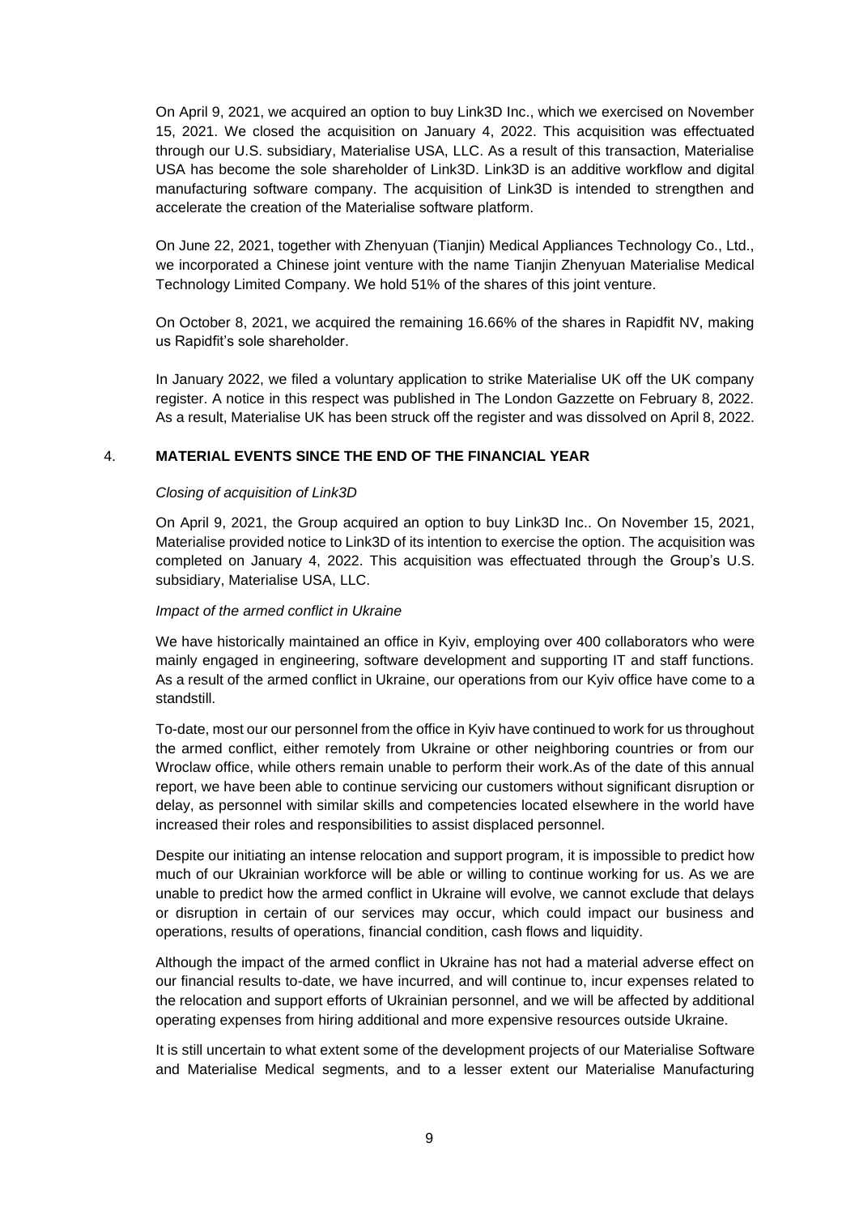On April 9, 2021, we acquired an option to buy Link3D Inc., which we exercised on November 15, 2021. We closed the acquisition on January 4, 2022. This acquisition was effectuated through our U.S. subsidiary, Materialise USA, LLC. As a result of this transaction, Materialise USA has become the sole shareholder of Link3D. Link3D is an additive workflow and digital manufacturing software company. The acquisition of Link3D is intended to strengthen and accelerate the creation of the Materialise software platform.

On June 22, 2021, together with Zhenyuan (Tianjin) Medical Appliances Technology Co., Ltd., we incorporated a Chinese joint venture with the name Tianjin Zhenyuan Materialise Medical Technology Limited Company. We hold 51% of the shares of this joint venture.

On October 8, 2021, we acquired the remaining 16.66% of the shares in Rapidfit NV, making us Rapidfit's sole shareholder.

In January 2022, we filed a voluntary application to strike Materialise UK off the UK company register. A notice in this respect was published in The London Gazzette on February 8, 2022. As a result, Materialise UK has been struck off the register and was dissolved on April 8, 2022.

## 4. MATERIAL EVENTS SINCE THE END OF THE FINANCIAL YEAR

*Closing of acquisition of Link3D*

On April 9, 2021, the Group acquired an option to buy Link3D Inc.. On November 15, 2021, Materialise provided notice to Link3D of its intention to exercise the option. The acquisition was completed on January 4, 2022. This acquisition was effectuated through the Group's U.S. subsidiary, Materialise USA, LLC.

*Impact of the armed conflict in Ukraine*

We have historically maintained an office in Kyiv, employing over 400 collaborators who were mainly engaged in engineering, software development and supporting IT and staff functions. As a result of the armed conflict in Ukraine, our operations from our Kyiv office have come to a standstill.

To-date, most our our personnel from the office in Kyiv have continued to work for us throughout the armed conflict, either remotely from Ukraine or other neighboring countries or from our Wroclaw office, while others remain unable to perform their work.As of the date of this annual report, we have been able to continue servicing our customers without significant disruption or delay, as personnel with similar skills and competencies located elsewhere in the world have increased their roles and responsibilities to assist displaced personnel.

Despite our initiating an intense relocation and support program, it is impossible to predict how much of our Ukrainian workforce will be able or willing to continue working for us. As we are unable to predict how the armed conflict in Ukraine will evolve, we cannot exclude that delays or disruption in certain of our services may occur, which could impact our business and operations, results of operations, financial condition, cash flows and liquidity.

Although the impact of the armed conflict in Ukraine has not had a material adverse effect on our financial results to-date, we have incurred, and will continue to, incur expenses related to the relocation and support efforts of Ukrainian personnel, and we will be affected by additional operating expenses from hiring additional and more expensive resources outside Ukraine.

It is still uncertain to what extent some of the development projects of our Materialise Software and Materialise Medical segments, and to a lesser extent our Materialise Manufacturing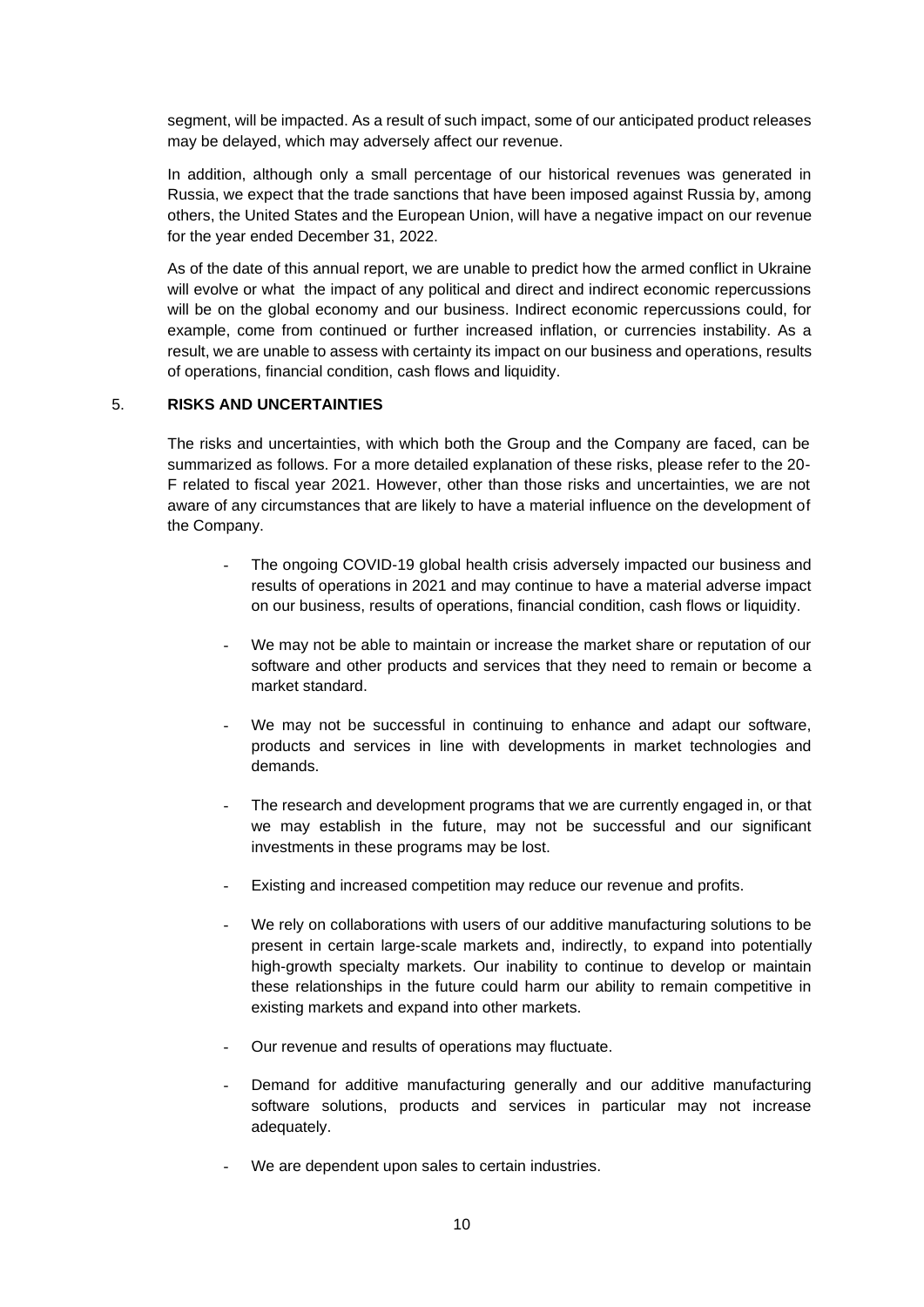segment, will be impacted. As a result of such impact, some of our anticipated product releases may be delayed, which may adversely affect our revenue.

In addition, although only a small percentage of our historical revenues was generated in Russia, we expect that the trade sanctions that have been imposed against Russia by, among others, the United States and the European Union, will have a negative impact on our revenue for the year ended December 31, 2022.

As of the date of this annual report, we are unable to predict how the armed conflict in Ukraine will evolve or what the impact of any political and direct and indirect economic repercussions will be on the global economy and our business. Indirect economic repercussions could, for example, come from continued or further increased inflation, or currencies instability. As a result, we are unable to assess with certainty its impact on our business and operations, results of operations, financial condition, cash flows and liquidity.

## 5. RISKS AND UNCERTAINTIES

The risks and uncertainties, with which both the Group and the Company are faced, can be summarized as follows. For a more detailed explanation of these risks, please refer to the 20-F related to fiscal year 2021. However, other than those risks and uncertainties, we are not aware of any circumstances that are likely to have a material influence on the development of the Company.

- The ongoing COVID-19 global health crisis adversely impacted our business and results of operations in 2021 and may continue to have a material adverse impact on our business, results of operations, financial condition, cash flows or liquidity.
- We may not be able to maintain or increase the market share or reputation of our software and other products and services that they need to remain or become a market standard.
- We may not be successful in continuing to enhance and adapt our software, products and services in line with developments in market technologies and demands.
- The research and development programs that we are currently engaged in, or that we may establish in the future, may not be successful and our significant investments in these programs may be lost.
- Existing and increased competition may reduce our revenue and profits.
- We rely on collaborations with users of our additive manufacturing solutions to be present in certain large-scale markets and, indirectly, to expand into potentially high-growth specialty markets. Our inability to continue to develop or maintain these relationships in the future could harm our ability to remain competitive in existing markets and expand into other markets.
- Our revenue and results of operations may fluctuate.
- Demand for additive manufacturing generally and our additive manufacturing software solutions, products and services in particular may not increase adequately.
- We are dependent upon sales to certain industries.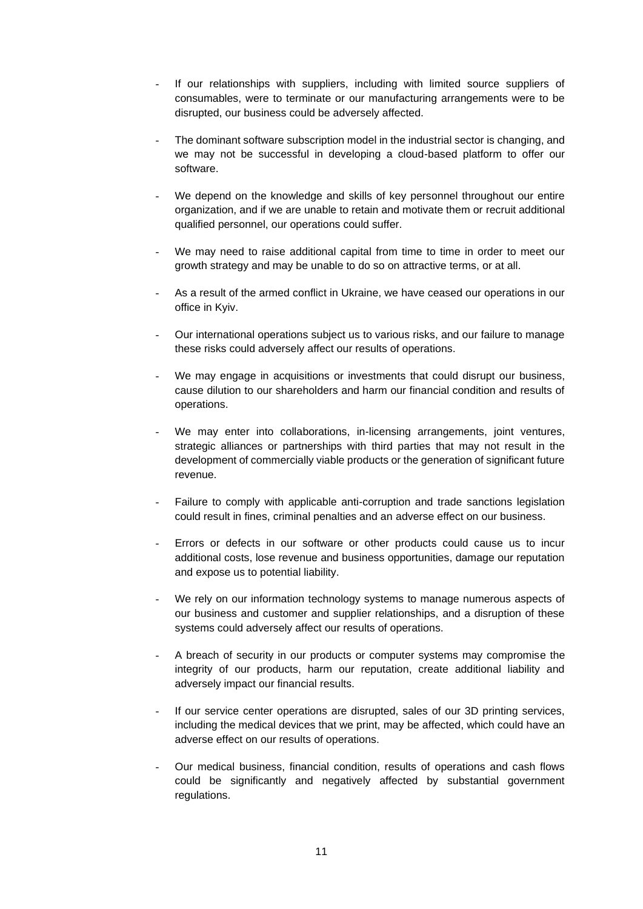- If our relationships with suppliers, including with limited source suppliers of consumables, were to terminate or our manufacturing arrangements were to be disrupted, our business could be adversely affected.
- The dominant software subscription model in the industrial sector is changing, and we may not be successful in developing a cloud-based platform to offer our software.
- We depend on the knowledge and skills of key personnel throughout our entire organization, and if we are unable to retain and motivate them or recruit additional qualified personnel, our operations could suffer.
- We may need to raise additional capital from time to time in order to meet our growth strategy and may be unable to do so on attractive terms, or at all.
- As a result of the armed conflict in Ukraine, we have ceased our operations in our office in Kyiv.
- Our international operations subject us to various risks, and our failure to manage these risks could adversely affect our results of operations.
- We may engage in acquisitions or investments that could disrupt our business, cause dilution to our shareholders and harm our financial condition and results of operations.
- We may enter into collaborations, in-licensing arrangements, joint ventures, strategic alliances or partnerships with third parties that may not result in the development of commercially viable products or the generation of significant future revenue.
- Failure to comply with applicable anti-corruption and trade sanctions legislation could result in fines, criminal penalties and an adverse effect on our business.
- Errors or defects in our software or other products could cause us to incur additional costs, lose revenue and business opportunities, damage our reputation and expose us to potential liability.
- We rely on our information technology systems to manage numerous aspects of our business and customer and supplier relationships, and a disruption of these systems could adversely affect our results of operations.
- A breach of security in our products or computer systems may compromise the integrity of our products, harm our reputation, create additional liability and adversely impact our financial results.
- If our service center operations are disrupted, sales of our 3D printing services, including the medical devices that we print, may be affected, which could have an adverse effect on our results of operations.
- Our medical business, financial condition, results of operations and cash flows could be significantly and negatively affected by substantial government regulations.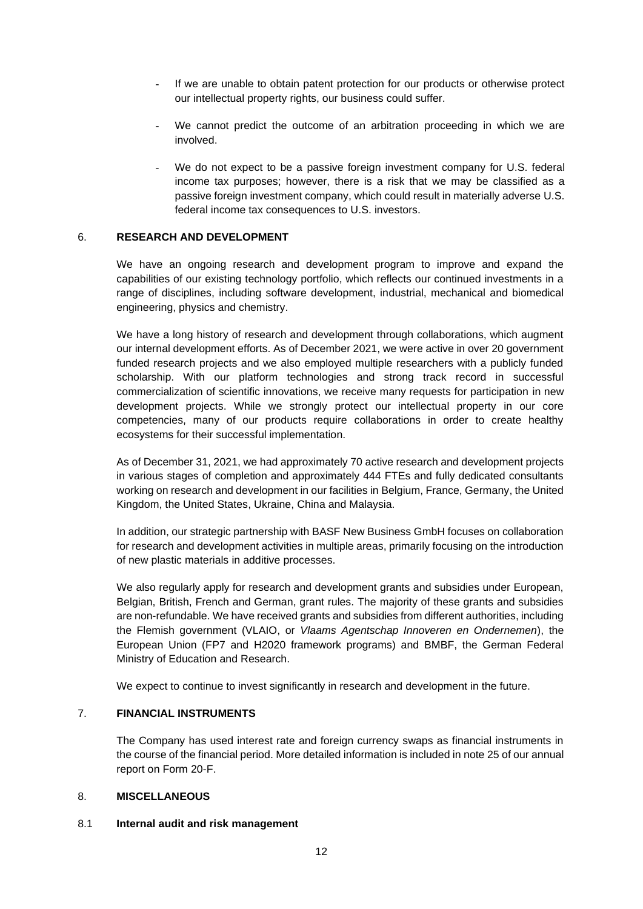- If we are unable to obtain patent protection for our products or otherwise protect our intellectual property rights, our business could suffer.
- We cannot predict the outcome of an arbitration proceeding in which we are involved.
- We do not expect to be a passive foreign investment company for U.S. federal income tax purposes; however, there is a risk that we may be classified as a passive foreign investment company, which could result in materially adverse U.S. federal income tax consequences to U.S. investors.

## 6. RESEARCH AND DEVELOPMENT

We have an ongoing research and development program to improve and expand the capabilities of our existing technology portfolio, which reflects our continued investments in a range of disciplines, including software development, industrial, mechanical and biomedical engineering, physics and chemistry.

We have a long history of research and development through collaborations, which augment our internal development efforts. As of December 2021, we were active in over 20 government funded research projects and we also employed multiple researchers with a publicly funded scholarship. With our platform technologies and strong track record in successful commercialization of scientific innovations, we receive many requests for participation in new development projects. While we strongly protect our intellectual property in our core competencies, many of our products require collaborations in order to create healthy ecosystems for their successful implementation.

As of December 31, 2021, we had approximately 70 active research and development projects in various stages of completion and approximately 444 FTEs and fully dedicated consultants working on research and development in our facilities in Belgium, France, Germany, the United Kingdom, the United States, Ukraine, China and Malaysia.

In addition, our strategic partnership with BASF New Business GmbH focuses on collaboration for research and development activities in multiple areas, primarily focusing on the introduction of new plastic materials in additive processes.

We also regularly apply for research and development grants and subsidies under European, Belgian, British, French and German, grant rules. The majority of these grants and subsidies are non-refundable. We have received grants and subsidies from different authorities, including the Flemish government (VLAIO, or *Vlaams Agentschap Innoveren en Ondernemen*), the European Union (FP7 and H2020 framework programs) and BMBF, the German Federal Ministry of Education and Research.

We expect to continue to invest significantly in research and development in the future.

## 7. FINANCIAL INSTRUMENTS

The Company has used interest rate and foreign currency swaps as financial instruments in the course of the financial period. More detailed information is included in note 25 of our annual report on Form 20-F.

## 8. MISCELLANEOUS

### 8.1 Internal audit and risk management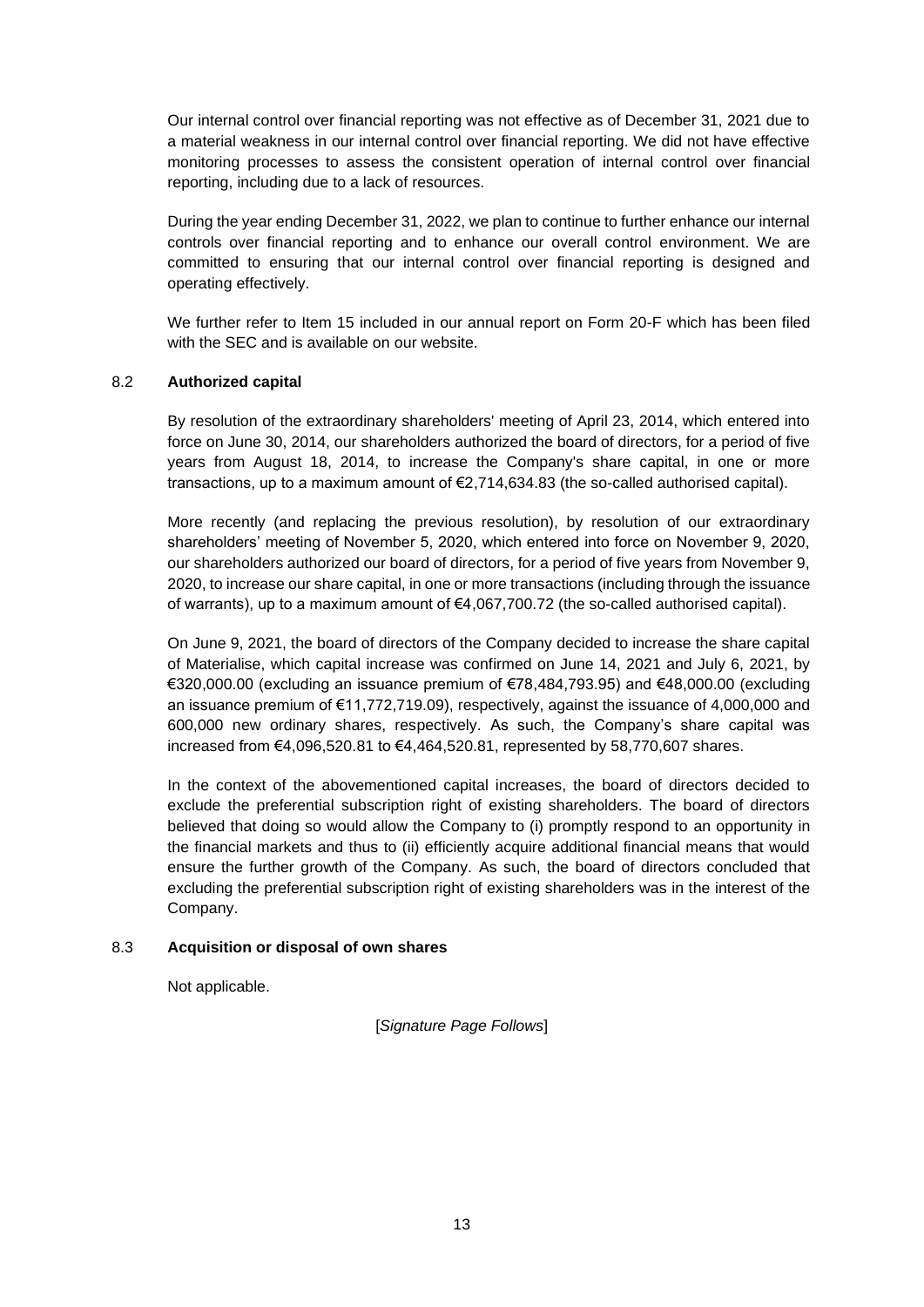Our internal control over financial reporting was not effective as of December 31, 2021 due to a material weakness in our internal control over financial reporting. We did not have effective monitoring processes to assess the consistent operation of internal control over financial reporting, including due to a lack of resources.

During the year ending December 31, 2022, we plan to continue to further enhance our internal controls over financial reporting and to enhance our overall control environment. We are committed to ensuring that our internal control over financial reporting is designed and operating effectively.

We further refer to Item 15 included in our annual report on Form 20-F which has been filed with the SEC and is available on our website.

### 8.2 **Authorized capital**

By resolution of the extraordinary shareholders' meeting of April 23, 2014, which entered into force on June 30, 2014, our shareholders authorized the board of directors, for a period of five years from August 18, 2014, to increase the Company's share capital, in one or more transactions, up to a maximum amount of €2,714,634.83 (the so-called authorised capital).

More recently (and replacing the previous resolution), by resolution of our extraordinary shareholders' meeting of November 5, 2020, which entered into force on November 9, 2020, our shareholders authorized our board of directors, for a period of five years from November 9, 2020, to increase our share capital, in one or more transactions (including through the issuance of warrants), up to a maximum amount of €4,067,700.72 (the so-called authorised capital).

On June 9, 2021, the board of directors of the Company decided to increase the share capital of Materialise, which capital increase was confirmed on June 14, 2021 and July 6, 2021, by €320,000.00 (excluding an issuance premium of €78,484,793.95) and €48,000.00 (excluding an issuance premium of €11,772,719.09), respectively, against the issuance of 4,000,000 and 600,000 new ordinary shares, respectively. As such, the Company's share capital was increased from €4,096,520.81 to €4,464,520.81, represented by 58,770,607 shares.

In the context of the abovementioned capital increases, the board of directors decided to exclude the preferential subscription right of existing shareholders. The board of directors believed that doing so would allow the Company to (i) promptly respond to an opportunity in the financial markets and thus to (ii) efficiently acquire additional financial means that would ensure the further growth of the Company. As such, the board of directors concluded that excluding the preferential subscription right of existing shareholders was in the interest of the Company.

### 8.3 **Acquisition or disposal of own shares**

Not applicable.

[*Signature Page Follows*]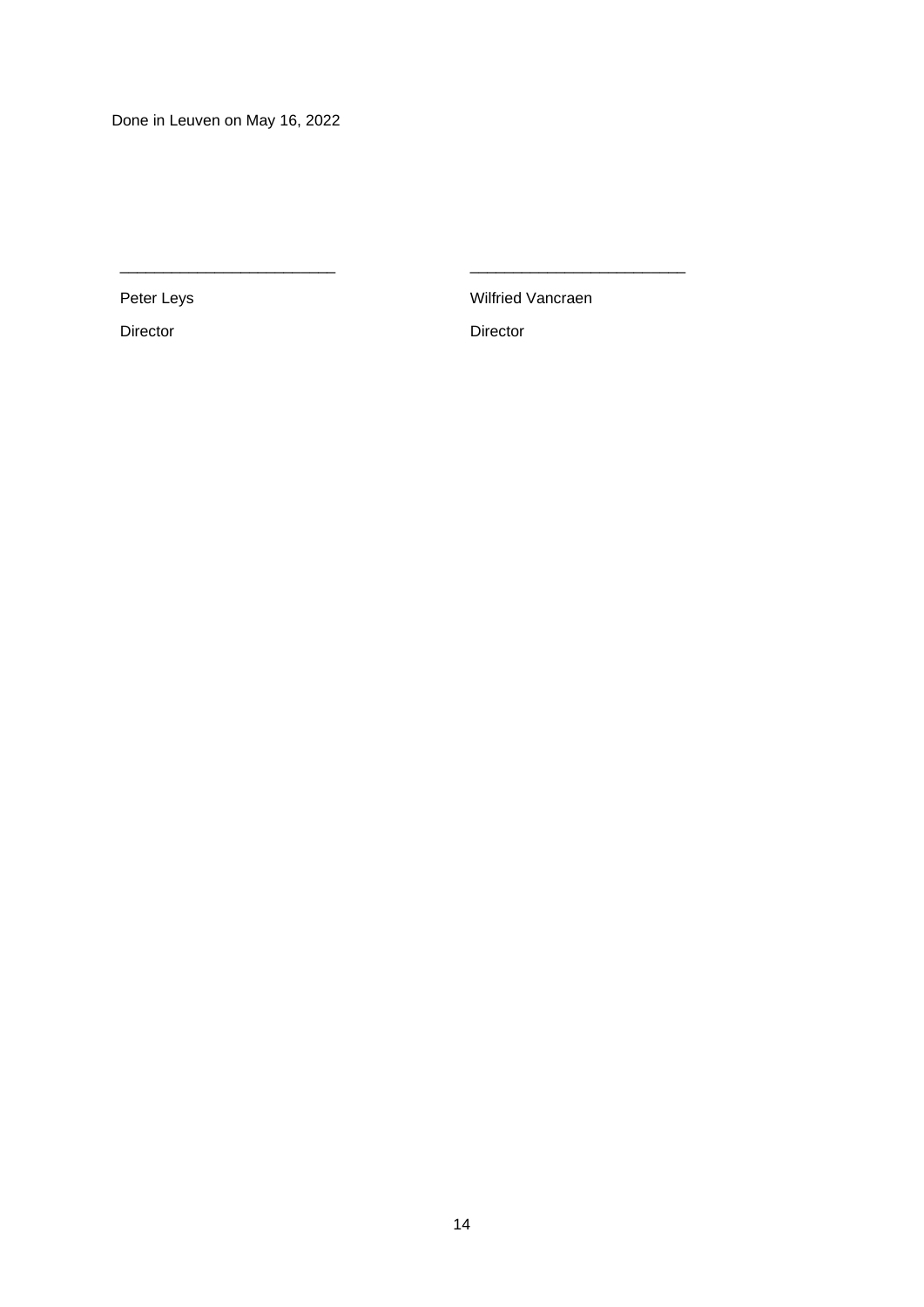Done in Leuven on May 16, 2022

| | |
|---|---|
| _________________________ | _________________________ |
| Peter Leys | Wilfried Vancraen |
| Director | Director |